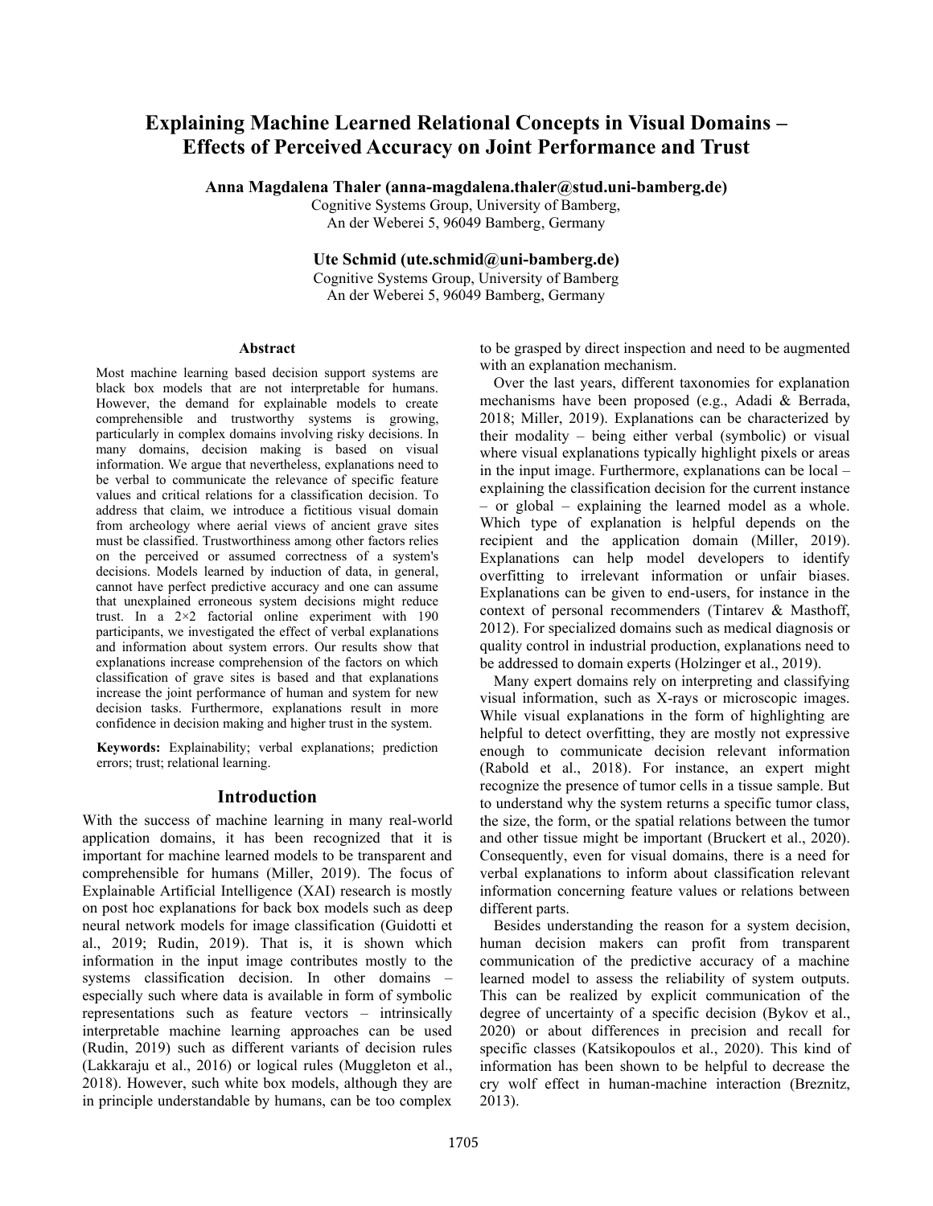# Explaining Machine Learned Relational Concepts in Visual Domains – Effects of Perceived Accuracy on Joint Performance and Trust

**Anna Magdalena Thaler (anna-magdalena.thaler@stud.uni-bamberg.de)**
Cognitive Systems Group, University of Bamberg,
An der Weberei 5, 96049 Bamberg, Germany

**Ute Schmid (ute.schmid@uni-bamberg.de)**
Cognitive Systems Group, University of Bamberg
An der Weberei 5, 96049 Bamberg, Germany

## Abstract

Most machine learning based decision support systems are black box models that are not interpretable for humans. However, the demand for explainable models to create comprehensible and trustworthy systems is growing, particularly in complex domains involving risky decisions. In many domains, decision making is based on visual information. We argue that nevertheless, explanations need to be verbal to communicate the relevance of specific feature values and critical relations for a classification decision. To address that claim, we introduce a fictitious visual domain from archeology where aerial views of ancient grave sites must be classified. Trustworthiness among other factors relies on the perceived or assumed correctness of a system's decisions. Models learned by induction of data, in general, cannot have perfect predictive accuracy and one can assume that unexplained erroneous system decisions might reduce trust. In a 2×2 factorial online experiment with 190 participants, we investigated the effect of verbal explanations and information about system errors. Our results show that explanations increase comprehension of the factors on which classification of grave sites is based and that explanations increase the joint performance of human and system for new decision tasks. Furthermore, explanations result in more confidence in decision making and higher trust in the system.

**Keywords:** Explainability; verbal explanations; prediction errors; trust; relational learning.

## Introduction

With the success of machine learning in many real-world application domains, it has been recognized that it is important for machine learned models to be transparent and comprehensible for humans (Miller, 2019). The focus of Explainable Artificial Intelligence (XAI) research is mostly on post hoc explanations for back box models such as deep neural network models for image classification (Guidotti et al., 2019; Rudin, 2019). That is, it is shown which information in the input image contributes mostly to the systems classification decision. In other domains – especially such where data is available in form of symbolic representations such as feature vectors – intrinsically interpretable machine learning approaches can be used (Rudin, 2019) such as different variants of decision rules (Lakkaraju et al., 2016) or logical rules (Muggleton et al., 2018). However, such white box models, although they are in principle understandable by humans, can be too complex to be grasped by direct inspection and need to be augmented with an explanation mechanism.

Over the last years, different taxonomies for explanation mechanisms have been proposed (e.g., Adadi & Berrada, 2018; Miller, 2019). Explanations can be characterized by their modality – being either verbal (symbolic) or visual where visual explanations typically highlight pixels or areas in the input image. Furthermore, explanations can be local – explaining the classification decision for the current instance – or global – explaining the learned model as a whole. Which type of explanation is helpful depends on the recipient and the application domain (Miller, 2019). Explanations can help model developers to identify overfitting to irrelevant information or unfair biases. Explanations can be given to end-users, for instance in the context of personal recommenders (Tintarev & Masthoff, 2012). For specialized domains such as medical diagnosis or quality control in industrial production, explanations need to be addressed to domain experts (Holzinger et al., 2019).

Many expert domains rely on interpreting and classifying visual information, such as X-rays or microscopic images. While visual explanations in the form of highlighting are helpful to detect overfitting, they are mostly not expressive enough to communicate decision relevant information (Rabold et al., 2018). For instance, an expert might recognize the presence of tumor cells in a tissue sample. But to understand why the system returns a specific tumor class, the size, the form, or the spatial relations between the tumor and other tissue might be important (Bruckert et al., 2020). Consequently, even for visual domains, there is a need for verbal explanations to inform about classification relevant information concerning feature values or relations between different parts.

Besides understanding the reason for a system decision, human decision makers can profit from transparent communication of the predictive accuracy of a machine learned model to assess the reliability of system outputs. This can be realized by explicit communication of the degree of uncertainty of a specific decision (Bykov et al., 2020) or about differences in precision and recall for specific classes (Katsikopoulos et al., 2020). This kind of information has been shown to be helpful to decrease the cry wolf effect in human-machine interaction (Breznitz, 2013).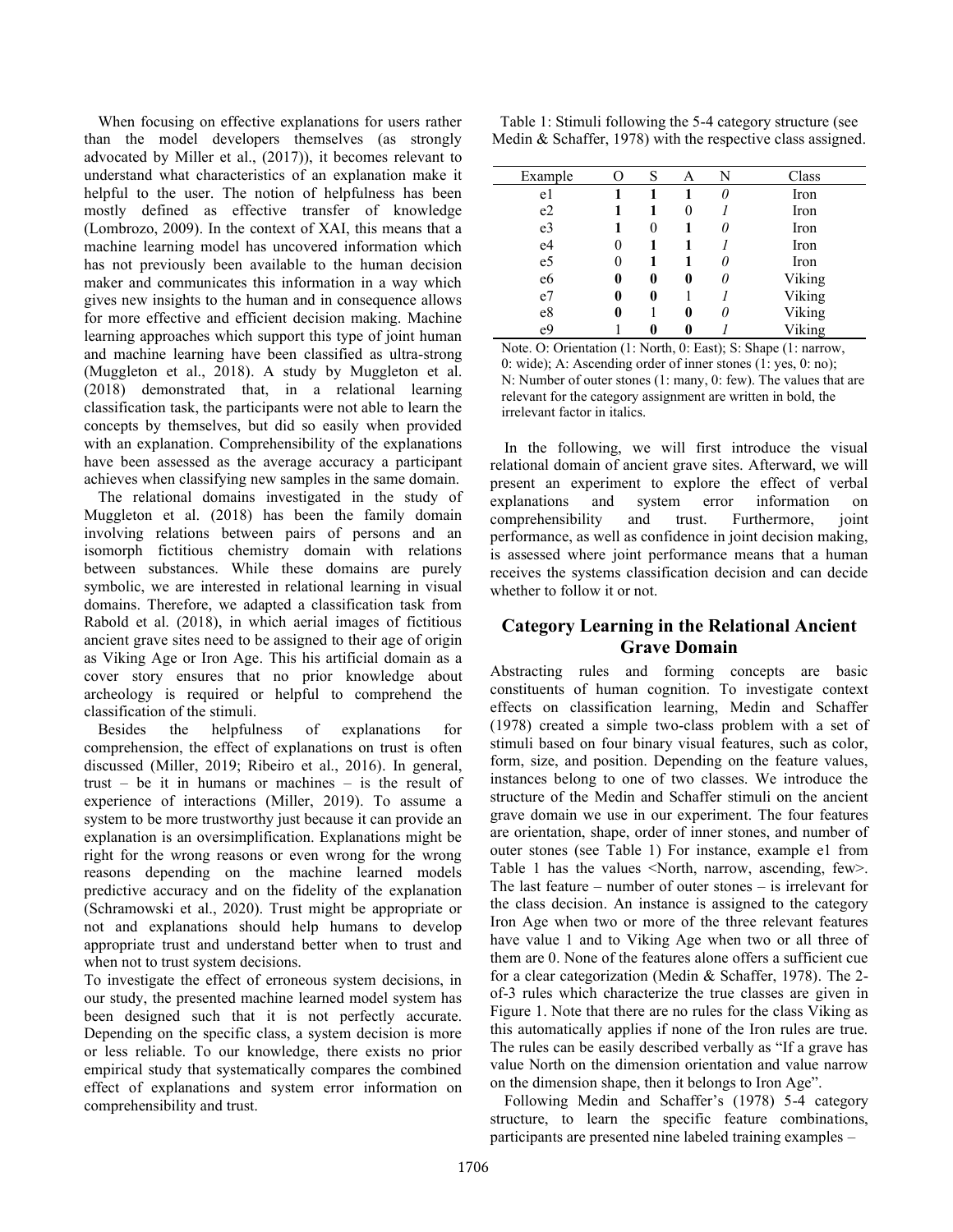When focusing on effective explanations for users rather than the model developers themselves (as strongly advocated by Miller et al., (2017)), it becomes relevant to understand what characteristics of an explanation make it helpful to the user. The notion of helpfulness has been mostly defined as effective transfer of knowledge (Lombrozo, 2009). In the context of XAI, this means that a machine learning model has uncovered information which has not previously been available to the human decision maker and communicates this information in a way which gives new insights to the human and in consequence allows for more effective and efficient decision making. Machine learning approaches which support this type of joint human and machine learning have been classified as ultra-strong (Muggleton et al., 2018). A study by Muggleton et al. (2018) demonstrated that, in a relational learning classification task, the participants were not able to learn the concepts by themselves, but did so easily when provided with an explanation. Comprehensibility of the explanations have been assessed as the average accuracy a participant achieves when classifying new samples in the same domain.

The relational domains investigated in the study of Muggleton et al. (2018) has been the family domain involving relations between pairs of persons and an isomorph fictitious chemistry domain with relations between substances. While these domains are purely symbolic, we are interested in relational learning in visual domains. Therefore, we adapted a classification task from Rabold et al. (2018), in which aerial images of fictitious ancient grave sites need to be assigned to their age of origin as Viking Age or Iron Age. This his artificial domain as a cover story ensures that no prior knowledge about archeology is required or helpful to comprehend the classification of the stimuli.

Besides the helpfulness of explanations for comprehension, the effect of explanations on trust is often discussed (Miller, 2019; Ribeiro et al., 2016). In general, trust – be it in humans or machines – is the result of experience of interactions (Miller, 2019). To assume a system to be more trustworthy just because it can provide an explanation is an oversimplification. Explanations might be right for the wrong reasons or even wrong for the wrong reasons depending on the machine learned models predictive accuracy and on the fidelity of the explanation (Schramowski et al., 2020). Trust might be appropriate or not and explanations should help humans to develop appropriate trust and understand better when to trust and when not to trust system decisions.

To investigate the effect of erroneous system decisions, in our study, the presented machine learned model system has been designed such that it is not perfectly accurate. Depending on the specific class, a system decision is more or less reliable. To our knowledge, there exists no prior empirical study that systematically compares the combined effect of explanations and system error information on comprehensibility and trust.

Table 1: Stimuli following the 5-4 category structure (see Medin & Schaffer, 1978) with the respective class assigned.

| Example | O | S | A | N | Class |
|---|---|---|---|---|---|
| e1 | **1** | **1** | **1** | *0* | Iron |
| e2 | **1** | **1** | 0 | *1* | Iron |
| e3 | **1** | 0 | **1** | *0* | Iron |
| e4 | 0 | **1** | **1** | *1* | Iron |
| e5 | 0 | **1** | **1** | *0* | Iron |
| e6 | **0** | **0** | **0** | *0* | Viking |
| e7 | **0** | **0** | 1 | *1* | Viking |
| e8 | **0** | 1 | **0** | *0* | Viking |
| e9 | 1 | **0** | **0** | *1* | Viking |

Note. O: Orientation (1: North, 0: East); S: Shape (1: narrow, 0: wide); A: Ascending order of inner stones (1: yes, 0: no); N: Number of outer stones (1: many, 0: few). The values that are relevant for the category assignment are written in bold, the irrelevant factor in italics.

In the following, we will first introduce the visual relational domain of ancient grave sites. Afterward, we will present an experiment to explore the effect of verbal explanations and system error information on comprehensibility and trust. Furthermore, joint performance, as well as confidence in joint decision making, is assessed where joint performance means that a human receives the systems classification decision and can decide whether to follow it or not.

## Category Learning in the Relational Ancient Grave Domain

Abstracting rules and forming concepts are basic constituents of human cognition. To investigate context effects on classification learning, Medin and Schaffer (1978) created a simple two-class problem with a set of stimuli based on four binary visual features, such as color, form, size, and position. Depending on the feature values, instances belong to one of two classes. We introduce the structure of the Medin and Schaffer stimuli on the ancient grave domain we use in our experiment. The four features are orientation, shape, order of inner stones, and number of outer stones (see Table 1) For instance, example e1 from Table 1 has the values <North, narrow, ascending, few>. The last feature – number of outer stones – is irrelevant for the class decision. An instance is assigned to the category Iron Age when two or more of the three relevant features have value 1 and to Viking Age when two or all three of them are 0. None of the features alone offers a sufficient cue for a clear categorization (Medin & Schaffer, 1978). The 2-of-3 rules which characterize the true classes are given in Figure 1. Note that there are no rules for the class Viking as this automatically applies if none of the Iron rules are true. The rules can be easily described verbally as "If a grave has value North on the dimension orientation and value narrow on the dimension shape, then it belongs to Iron Age".

Following Medin and Schaffer's (1978) 5-4 category structure, to learn the specific feature combinations, participants are presented nine labeled training examples –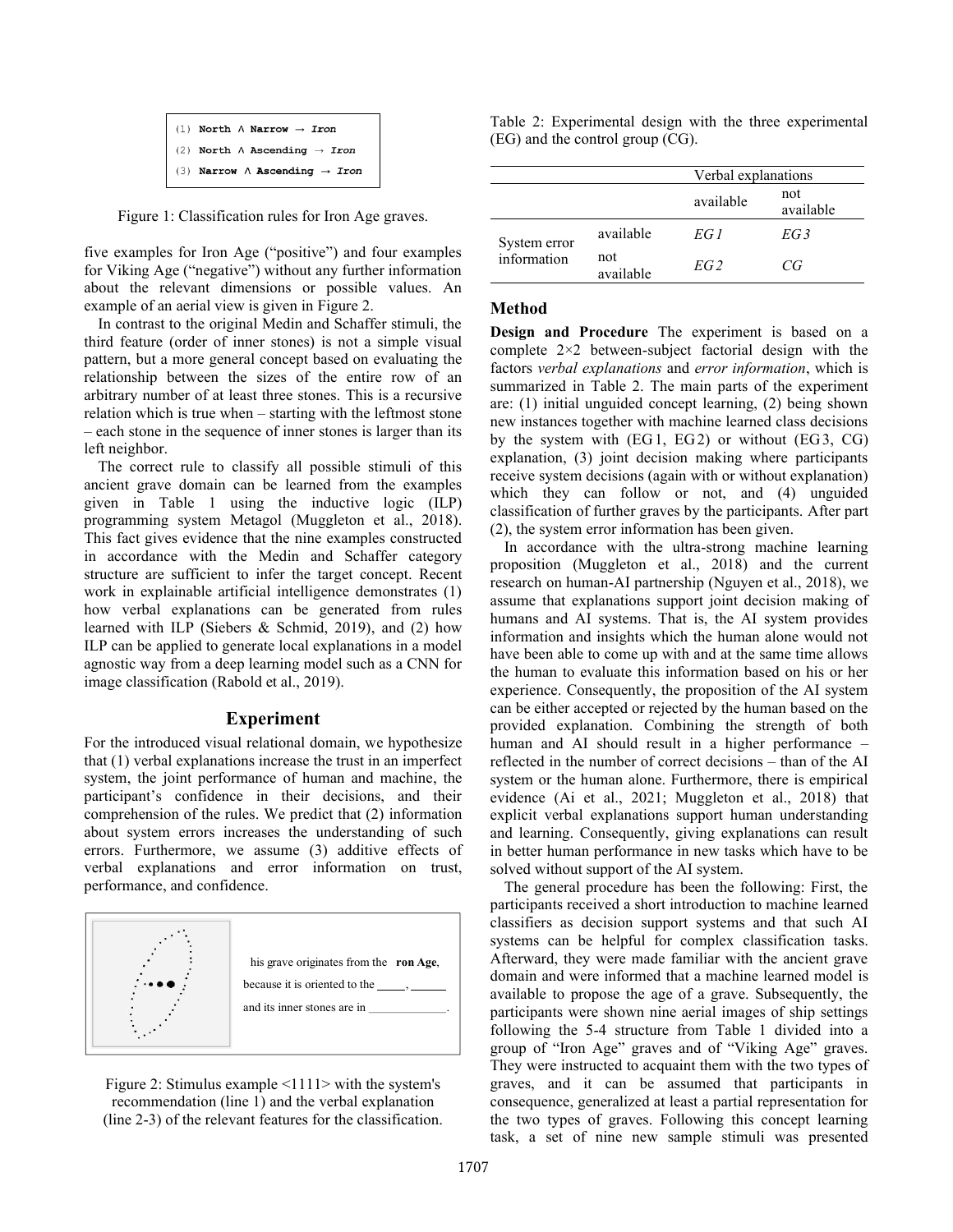```
(1) North ∧ Narrow → Iron
(2) North ∧ Ascending → Iron
(3) Narrow ∧ Ascending → Iron
```

Figure 1: Classification rules for Iron Age graves.

five examples for Iron Age ("positive") and four examples for Viking Age ("negative") without any further information about the relevant dimensions or possible values. An example of an aerial view is given in Figure 2.

In contrast to the original Medin and Schaffer stimuli, the third feature (order of inner stones) is not a simple visual pattern, but a more general concept based on evaluating the relationship between the sizes of the entire row of an arbitrary number of at least three stones. This is a recursive relation which is true when – starting with the leftmost stone – each stone in the sequence of inner stones is larger than its left neighbor.

The correct rule to classify all possible stimuli of this ancient grave domain can be learned from the examples given in Table 1 using the inductive logic (ILP) programming system Metagol (Muggleton et al., 2018). This fact gives evidence that the nine examples constructed in accordance with the Medin and Schaffer category structure are sufficient to infer the target concept. Recent work in explainable artificial intelligence demonstrates (1) how verbal explanations can be generated from rules learned with ILP (Siebers & Schmid, 2019), and (2) how ILP can be applied to generate local explanations in a model agnostic way from a deep learning model such as a CNN for image classification (Rabold et al., 2019).

## Experiment

For the introduced visual relational domain, we hypothesize that (1) verbal explanations increase the trust in an imperfect system, the joint performance of human and machine, the participant's confidence in their decisions, and their comprehension of the rules. We predict that (2) information about system errors increases the understanding of such errors. Furthermore, we assume (3) additive effects of verbal explanations and error information on trust, performance, and confidence.

his grave originates from the **ron Age**,

because it is oriented to the \_\_\_\_\_, \_\_\_\_\_\_

and its inner stones are in \_\_\_\_\_\_\_\_\_\_\_\_\_.

Figure 2: Stimulus example <1111> with the system's recommendation (line 1) and the verbal explanation (line 2-3) of the relevant features for the classification.

Table 2: Experimental design with the three experimental (EG) and the control group (CG).

| | | Verbal explanations | |
|---|---|---|---|
| | | available | not available |
| System error information | available | *EG 1* | *EG 3* |
| | not available | *EG 2* | *CG* |

### Method

**Design and Procedure** The experiment is based on a complete 2×2 between-subject factorial design with the factors *verbal explanations* and *error information*, which is summarized in Table 2. The main parts of the experiment are: (1) initial unguided concept learning, (2) being shown new instances together with machine learned class decisions by the system with (EG 1, EG 2) or without (EG 3, CG) explanation, (3) joint decision making where participants receive system decisions (again with or without explanation) which they can follow or not, and (4) unguided classification of further graves by the participants. After part (2), the system error information has been given.

In accordance with the ultra-strong machine learning proposition (Muggleton et al., 2018) and the current research on human-AI partnership (Nguyen et al., 2018), we assume that explanations support joint decision making of humans and AI systems. That is, the AI system provides information and insights which the human alone would not have been able to come up with and at the same time allows the human to evaluate this information based on his or her experience. Consequently, the proposition of the AI system can be either accepted or rejected by the human based on the provided explanation. Combining the strength of both human and AI should result in a higher performance – reflected in the number of correct decisions – than of the AI system or the human alone. Furthermore, there is empirical evidence (Ai et al., 2021; Muggleton et al., 2018) that explicit verbal explanations support human understanding and learning. Consequently, giving explanations can result in better human performance in new tasks which have to be solved without support of the AI system.

The general procedure has been the following: First, the participants received a short introduction to machine learned classifiers as decision support systems and that such AI systems can be helpful for complex classification tasks. Afterward, they were made familiar with the ancient grave domain and were informed that a machine learned model is available to propose the age of a grave. Subsequently, the participants were shown nine aerial images of ship settings following the 5-4 structure from Table 1 divided into a group of "Iron Age" graves and of "Viking Age" graves. They were instructed to acquaint them with the two types of graves, and it can be assumed that participants in consequence, generalized at least a partial representation for the two types of graves. Following this concept learning task, a set of nine new sample stimuli was presented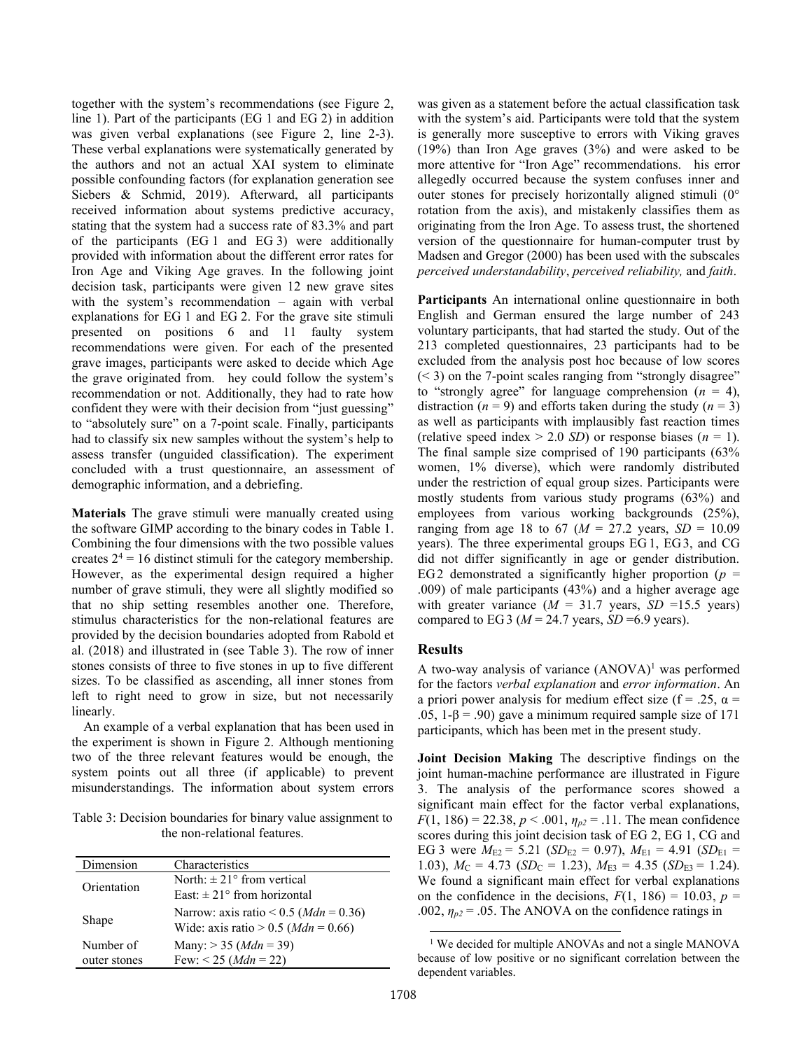together with the system's recommendations (see Figure 2, line 1). Part of the participants (EG 1 and EG 2) in addition was given verbal explanations (see Figure 2, line 2-3). These verbal explanations were systematically generated by the authors and not an actual XAI system to eliminate possible confounding factors (for explanation generation see Siebers & Schmid, 2019). Afterward, all participants received information about systems predictive accuracy, stating that the system had a success rate of 83.3% and part of the participants (EG 1 and EG 3) were additionally provided with information about the different error rates for Iron Age and Viking Age graves. In the following joint decision task, participants were given 12 new grave sites with the system's recommendation – again with verbal explanations for EG 1 and EG 2. For the grave site stimuli presented on positions 6 and 11 faulty system recommendations were given. For each of the presented grave images, participants were asked to decide which Age the grave originated from. hey could follow the system's recommendation or not. Additionally, they had to rate how confident they were with their decision from "just guessing" to "absolutely sure" on a 7-point scale. Finally, participants had to classify six new samples without the system's help to assess transfer (unguided classification). The experiment concluded with a trust questionnaire, an assessment of demographic information, and a debriefing.

**Materials** The grave stimuli were manually created using the software GIMP according to the binary codes in Table 1. Combining the four dimensions with the two possible values creates $2^4 = 16$ distinct stimuli for the category membership. However, as the experimental design required a higher number of grave stimuli, they were all slightly modified so that no ship setting resembles another one. Therefore, stimulus characteristics for the non-relational features are provided by the decision boundaries adopted from Rabold et al. (2018) and illustrated in (see Table 3). The row of inner stones consists of three to five stones in up to five different sizes. To be classified as ascending, all inner stones from left to right need to grow in size, but not necessarily linearly.

An example of a verbal explanation that has been used in the experiment is shown in Figure 2. Although mentioning two of the three relevant features would be enough, the system points out all three (if applicable) to prevent misunderstandings. The information about system errors

Table 3: Decision boundaries for binary value assignment to the non-relational features.

| Dimension | Characteristics |
|---|---|
| Orientation | North: ± 21° from vertical<br>East: ± 21° from horizontal |
| Shape | Narrow: axis ratio < 0.5 (*Mdn* = 0.36)<br>Wide: axis ratio > 0.5 (*Mdn* = 0.66) |
| Number of outer stones | Many: > 35 (*Mdn* = 39)<br>Few: < 25 (*Mdn* = 22) |

was given as a statement before the actual classification task with the system's aid. Participants were told that the system is generally more susceptive to errors with Viking graves (19%) than Iron Age graves (3%) and were asked to be more attentive for "Iron Age" recommendations. his error allegedly occurred because the system confuses inner and outer stones for precisely horizontally aligned stimuli (0° rotation from the axis), and mistakenly classifies them as originating from the Iron Age. To assess trust, the shortened version of the questionnaire for human-computer trust by Madsen and Gregor (2000) has been used with the subscales *perceived understandability*, *perceived reliability,* and *faith*.

**Participants** An international online questionnaire in both English and German ensured the large number of 243 voluntary participants, that had started the study. Out of the 213 completed questionnaires, 23 participants had to be excluded from the analysis post hoc because of low scores (< 3) on the 7-point scales ranging from "strongly disagree" to "strongly agree" for language comprehension ($n$ = 4), distraction ($n$ = 9) and efforts taken during the study ($n$ = 3) as well as participants with implausibly fast reaction times (relative speed index > 2.0 *SD*) or response biases ($n$ = 1). The final sample size comprised of 190 participants (63% women, 1% diverse), which were randomly distributed under the restriction of equal group sizes. Participants were mostly students from various study programs (63%) and employees from various working backgrounds (25%), ranging from age 18 to 67 ($M$ = 27.2 years, $SD$ = 10.09 years). The three experimental groups EG 1, EG 3, and CG did not differ significantly in age or gender distribution. EG 2 demonstrated a significantly higher proportion ($p$ = .009) of male participants (43%) and a higher average age with greater variance ($M$ = 31.7 years, $SD$ =15.5 years) compared to EG 3 ($M$ = 24.7 years, $SD$ =6.9 years).

## Results

A two-way analysis of variance (ANOVA)[1] was performed for the factors *verbal explanation* and *error information*. An a priori power analysis for medium effect size (f = .25, $\alpha$ = .05, 1-$\beta$ = .90) gave a minimum required sample size of 171 participants, which has been met in the present study.

**Joint Decision Making** The descriptive findings on the joint human-machine performance are illustrated in Figure 3. The analysis of the performance scores showed a significant main effect for the factor verbal explanations, $F(1, 186) = 22.38$, $p < .001$, $\eta_{p2} = .11$. The mean confidence scores during this joint decision task of EG 2, EG 1, CG and EG 3 were $M_{E2} = 5.21$ ($SD_{E2} = 0.97$), $M_{E1} = 4.91$ ($SD_{E1} = 1.03$), $M_C = 4.73$ ($SD_C = 1.23$), $M_{E3} = 4.35$ ($SD_{E3} = 1.24$). We found a significant main effect for verbal explanations on the confidence in the decisions, $F(1, 186) = 10.03$, $p = .002$, $\eta_{p2} = .05$. The ANOVA on the confidence ratings in

[1] We decided for multiple ANOVAs and not a single MANOVA because of low positive or no significant correlation between the dependent variables.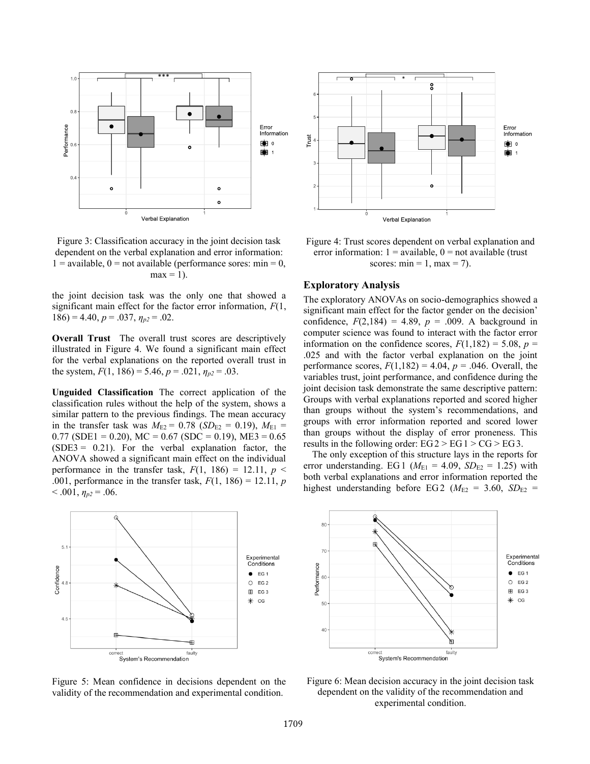Figure 3: Classification accuracy in the joint decision task dependent on the verbal explanation and error information: 1 = available, 0 = not available (performance sores: min = 0, max = 1).

Figure 4: Trust scores dependent on verbal explanation and error information: 1 = available, 0 = not available (trust scores: min = 1, max = 7).

the joint decision task was the only one that showed a significant main effect for the factor error information, $F(1, 186) = 4.40$, $p = .037$, $\eta_{p2} = .02$.

**Overall Trust** The overall trust scores are descriptively illustrated in Figure 4. We found a significant main effect for the verbal explanations on the reported overall trust in the system, $F(1, 186) = 5.46$, $p = .021$, $\eta_{p2} = .03$.

**Unguided Classification** The correct application of the classification rules without the help of the system, shows a similar pattern to the previous findings. The mean accuracy in the transfer task was $M_{E2} = 0.78$ ($SD_{E2} = 0.19$), $M_{E1} = 0.77$ (SDE1 = 0.20), MC = 0.67 (SDC = 0.19), ME3 = 0.65 (SDE3 = 0.21). For the verbal explanation factor, the ANOVA showed a significant main effect on the individual performance in the transfer task, $F(1, 186) = 12.11$, $p < .001$, performance in the transfer task, $F(1, 186) = 12.11$, $p < .001$, $\eta_{p2} = .06$.

## Exploratory Analysis

The exploratory ANOVAs on socio-demographics showed a significant main effect for the factor gender on the decision' confidence, $F(2,184) = 4.89$, $p = .009$. A background in computer science was found to interact with the factor error information on the confidence scores, $F(1,182) = 5.08$, $p = .025$ and with the factor verbal explanation on the joint performance scores, $F(1,182) = 4.04$, $p = .046$. Overall, the variables trust, joint performance, and confidence during the joint decision task demonstrate the same descriptive pattern: Groups with verbal explanations reported and scored higher than groups without the system's recommendations, and groups with error information reported and scored lower than groups without the display of error proneness. This results in the following order: EG 2 > EG 1 > CG > EG 3.

The only exception of this structure lays in the reports for error understanding. EG 1 ($M_{E1} = 4.09$, $SD_{E2} = 1.25$) with both verbal explanations and error information reported the highest understanding before EG 2 ($M_{E2} = 3.60$, $SD_{E2} =$

Figure 5: Mean confidence in decisions dependent on the validity of the recommendation and experimental condition.

Figure 6: Mean decision accuracy in the joint decision task dependent on the validity of the recommendation and experimental condition.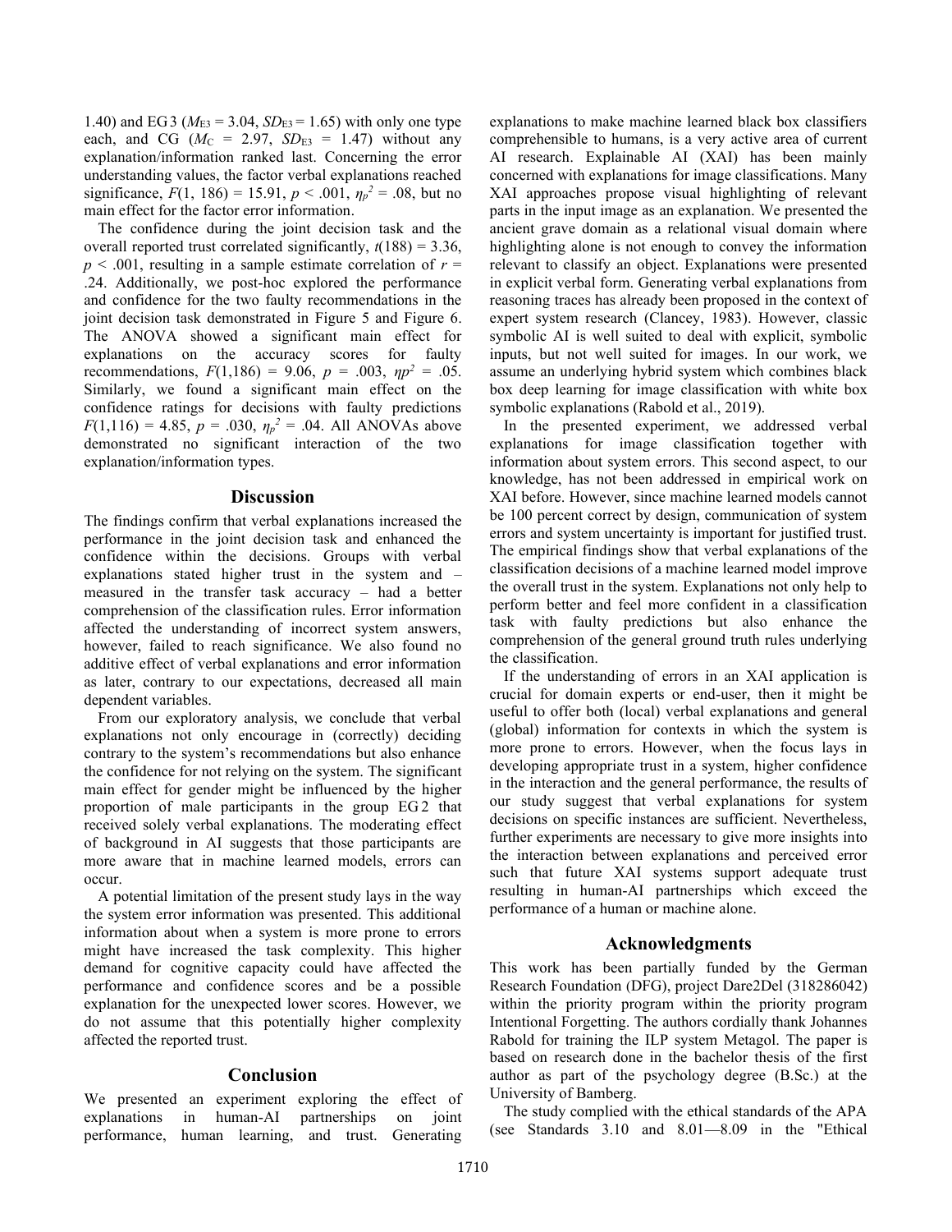1.40) and EG 3 ($M_{E3}$ = 3.04, $SD_{E3}$ = 1.65) with only one type each, and CG ($M_C$ = 2.97, $SD_{E3}$ = 1.47) without any explanation/information ranked last. Concerning the error understanding values, the factor verbal explanations reached significance, $F(1, 186) = 15.91$, $p < .001$, $\eta_p^2 = .08$, but no main effect for the factor error information.

The confidence during the joint decision task and the overall reported trust correlated significantly, $t(188) = 3.36$, $p < .001$, resulting in a sample estimate correlation of $r = .24$. Additionally, we post-hoc explored the performance and confidence for the two faulty recommendations in the joint decision task demonstrated in Figure 5 and Figure 6. The ANOVA showed a significant main effect for explanations on the accuracy scores for faulty recommendations, $F(1,186) = 9.06$, $p = .003$, $\eta p^2 = .05$. Similarly, we found a significant main effect on the confidence ratings for decisions with faulty predictions $F(1,116) = 4.85$, $p = .030$, $\eta_p^2 = .04$. All ANOVAs above demonstrated no significant interaction of the two explanation/information types.

## Discussion

The findings confirm that verbal explanations increased the performance in the joint decision task and enhanced the confidence within the decisions. Groups with verbal explanations stated higher trust in the system and – measured in the transfer task accuracy – had a better comprehension of the classification rules. Error information affected the understanding of incorrect system answers, however, failed to reach significance. We also found no additive effect of verbal explanations and error information as later, contrary to our expectations, decreased all main dependent variables.

From our exploratory analysis, we conclude that verbal explanations not only encourage in (correctly) deciding contrary to the system's recommendations but also enhance the confidence for not relying on the system. The significant main effect for gender might be influenced by the higher proportion of male participants in the group EG 2 that received solely verbal explanations. The moderating effect of background in AI suggests that those participants are more aware that in machine learned models, errors can occur.

A potential limitation of the present study lays in the way the system error information was presented. This additional information about when a system is more prone to errors might have increased the task complexity. This higher demand for cognitive capacity could have affected the performance and confidence scores and be a possible explanation for the unexpected lower scores. However, we do not assume that this potentially higher complexity affected the reported trust.

## Conclusion

We presented an experiment exploring the effect of explanations in human-AI partnerships on joint performance, human learning, and trust. Generating explanations to make machine learned black box classifiers comprehensible to humans, is a very active area of current AI research. Explainable AI (XAI) has been mainly concerned with explanations for image classifications. Many XAI approaches propose visual highlighting of relevant parts in the input image as an explanation. We presented the ancient grave domain as a relational visual domain where highlighting alone is not enough to convey the information relevant to classify an object. Explanations were presented in explicit verbal form. Generating verbal explanations from reasoning traces has already been proposed in the context of expert system research (Clancey, 1983). However, classic symbolic AI is well suited to deal with explicit, symbolic inputs, but not well suited for images. In our work, we assume an underlying hybrid system which combines black box deep learning for image classification with white box symbolic explanations (Rabold et al., 2019).

In the presented experiment, we addressed verbal explanations for image classification together with information about system errors. This second aspect, to our knowledge, has not been addressed in empirical work on XAI before. However, since machine learned models cannot be 100 percent correct by design, communication of system errors and system uncertainty is important for justified trust. The empirical findings show that verbal explanations of the classification decisions of a machine learned model improve the overall trust in the system. Explanations not only help to perform better and feel more confident in a classification task with faulty predictions but also enhance the comprehension of the general ground truth rules underlying the classification.

If the understanding of errors in an XAI application is crucial for domain experts or end-user, then it might be useful to offer both (local) verbal explanations and general (global) information for contexts in which the system is more prone to errors. However, when the focus lays in developing appropriate trust in a system, higher confidence in the interaction and the general performance, the results of our study suggest that verbal explanations for system decisions on specific instances are sufficient. Nevertheless, further experiments are necessary to give more insights into the interaction between explanations and perceived error such that future XAI systems support adequate trust resulting in human-AI partnerships which exceed the performance of a human or machine alone.

## Acknowledgments

This work has been partially funded by the German Research Foundation (DFG), project Dare2Del (318286042) within the priority program within the priority program Intentional Forgetting. The authors cordially thank Johannes Rabold for training the ILP system Metagol. The paper is based on research done in the bachelor thesis of the first author as part of the psychology degree (B.Sc.) at the University of Bamberg.

The study complied with the ethical standards of the APA (see Standards 3.10 and 8.01—8.09 in the "Ethical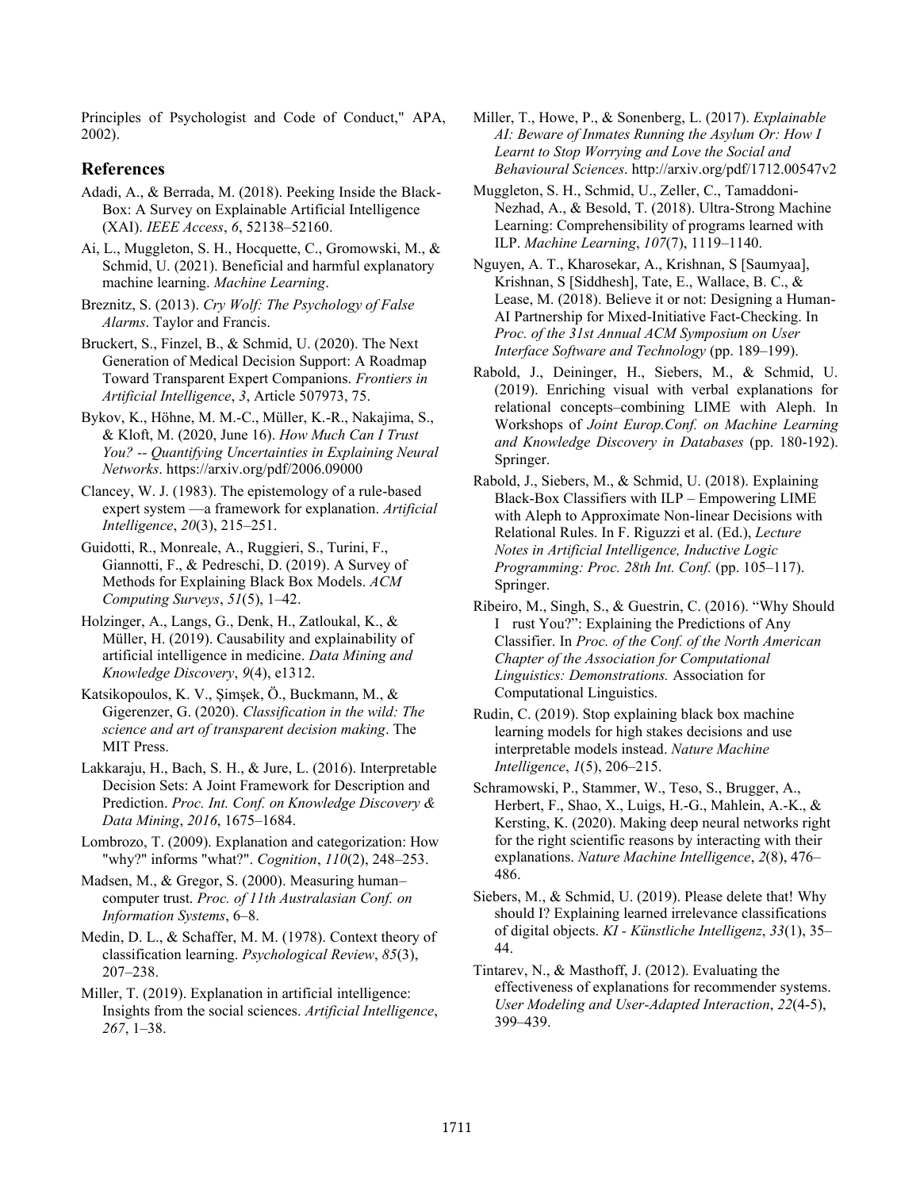Principles of Psychologist and Code of Conduct," APA, 2002).

## References

Adadi, A., & Berrada, M. (2018). Peeking Inside the Black-Box: A Survey on Explainable Artificial Intelligence (XAI). *IEEE Access*, *6*, 52138–52160.

Ai, L., Muggleton, S. H., Hocquette, C., Gromowski, M., & Schmid, U. (2021). Beneficial and harmful explanatory machine learning. *Machine Learning*.

Breznitz, S. (2013). *Cry Wolf: The Psychology of False Alarms*. Taylor and Francis.

Bruckert, S., Finzel, B., & Schmid, U. (2020). The Next Generation of Medical Decision Support: A Roadmap Toward Transparent Expert Companions. *Frontiers in Artificial Intelligence*, *3*, Article 507973, 75.

Bykov, K., Höhne, M. M.-C., Müller, K.-R., Nakajima, S., & Kloft, M. (2020, June 16). *How Much Can I Trust You? -- Quantifying Uncertainties in Explaining Neural Networks*. https://arxiv.org/pdf/2006.09000

Clancey, W. J. (1983). The epistemology of a rule-based expert system —a framework for explanation. *Artificial Intelligence*, *20*(3), 215–251.

Guidotti, R., Monreale, A., Ruggieri, S., Turini, F., Giannotti, F., & Pedreschi, D. (2019). A Survey of Methods for Explaining Black Box Models. *ACM Computing Surveys*, *51*(5), 1–42.

Holzinger, A., Langs, G., Denk, H., Zatloukal, K., & Müller, H. (2019). Causability and explainability of artificial intelligence in medicine. *Data Mining and Knowledge Discovery*, *9*(4), e1312.

Katsikopoulos, K. V., Şimşek, Ö., Buckmann, M., & Gigerenzer, G. (2020). *Classification in the wild: The science and art of transparent decision making*. The MIT Press.

Lakkaraju, H., Bach, S. H., & Jure, L. (2016). Interpretable Decision Sets: A Joint Framework for Description and Prediction. *Proc. Int. Conf. on Knowledge Discovery & Data Mining*, *2016*, 1675–1684.

Lombrozo, T. (2009). Explanation and categorization: How "why?" informs "what?". *Cognition*, *110*(2), 248–253.

Madsen, M., & Gregor, S. (2000). Measuring human–computer trust. *Proc. of 11th Australasian Conf. on Information Systems*, 6–8.

Medin, D. L., & Schaffer, M. M. (1978). Context theory of classification learning. *Psychological Review*, *85*(3), 207–238.

Miller, T. (2019). Explanation in artificial intelligence: Insights from the social sciences. *Artificial Intelligence*, *267*, 1–38.

Miller, T., Howe, P., & Sonenberg, L. (2017). *Explainable AI: Beware of Inmates Running the Asylum Or: How I Learnt to Stop Worrying and Love the Social and Behavioural Sciences*. http://arxiv.org/pdf/1712.00547v2

Muggleton, S. H., Schmid, U., Zeller, C., Tamaddoni-Nezhad, A., & Besold, T. (2018). Ultra-Strong Machine Learning: Comprehensibility of programs learned with ILP. *Machine Learning*, *107*(7), 1119–1140.

Nguyen, A. T., Kharosekar, A., Krishnan, S [Saumyaa], Krishnan, S [Siddhesh], Tate, E., Wallace, B. C., & Lease, M. (2018). Believe it or not: Designing a Human-AI Partnership for Mixed-Initiative Fact-Checking. In *Proc. of the 31st Annual ACM Symposium on User Interface Software and Technology* (pp. 189–199).

Rabold, J., Deininger, H., Siebers, M., & Schmid, U. (2019). Enriching visual with verbal explanations for relational concepts–combining LIME with Aleph. In Workshops of *Joint Europ.Conf. on Machine Learning and Knowledge Discovery in Databases* (pp. 180-192). Springer.

Rabold, J., Siebers, M., & Schmid, U. (2018). Explaining Black-Box Classifiers with ILP – Empowering LIME with Aleph to Approximate Non-linear Decisions with Relational Rules. In F. Riguzzi et al. (Ed.), *Lecture Notes in Artificial Intelligence, Inductive Logic Programming: Proc. 28th Int. Conf.* (pp. 105–117). Springer.

Ribeiro, M., Singh, S., & Guestrin, C. (2016). "Why Should I rust You?": Explaining the Predictions of Any Classifier. In *Proc. of the Conf. of the North American Chapter of the Association for Computational Linguistics: Demonstrations.* Association for Computational Linguistics.

Rudin, C. (2019). Stop explaining black box machine learning models for high stakes decisions and use interpretable models instead. *Nature Machine Intelligence*, *1*(5), 206–215.

Schramowski, P., Stammer, W., Teso, S., Brugger, A., Herbert, F., Shao, X., Luigs, H.-G., Mahlein, A.-K., & Kersting, K. (2020). Making deep neural networks right for the right scientific reasons by interacting with their explanations. *Nature Machine Intelligence*, *2*(8), 476–486.

Siebers, M., & Schmid, U. (2019). Please delete that! Why should I? Explaining learned irrelevance classifications of digital objects. *KI - Künstliche Intelligenz*, *33*(1), 35–44.

Tintarev, N., & Masthoff, J. (2012). Evaluating the effectiveness of explanations for recommender systems. *User Modeling and User-Adapted Interaction*, *22*(4-5), 399–439.